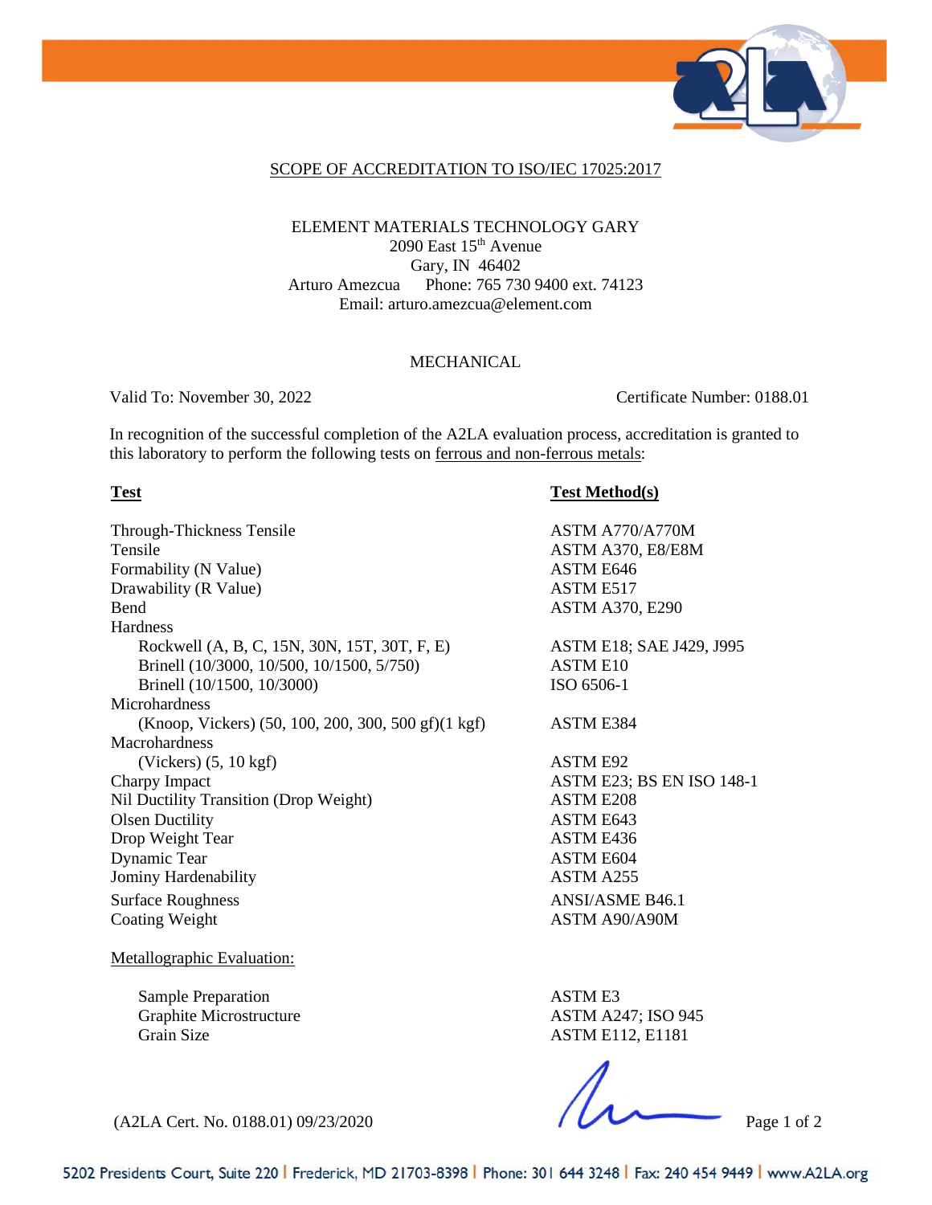SCOPE OF ACCREDITATION TO ISO/IEC 17025:2017

ELEMENT MATERIALS TECHNOLOGY GARY
2090 East 15th Avenue
Gary, IN 46402
Arturo Amezcua Phone: 765 730 9400 ext. 74123
Email: arturo.amezcua@element.com

MECHANICAL

Valid To: November 30, 2022 Certificate Number: 0188.01

In recognition of the successful completion of the A2LA evaluation process, accreditation is granted to this laboratory to perform the following tests on ferrous and non-ferrous metals:

| **Test** | **Test Method(s)** |
| --- | --- |
| Through-Thickness Tensile | ASTM A770/A770M |
| Tensile | ASTM A370, E8/E8M |
| Formability (N Value) | ASTM E646 |
| Drawability (R Value) | ASTM E517 |
| Bend | ASTM A370, E290 |
| Hardness | |
| Rockwell (A, B, C, 15N, 30N, 15T, 30T, F, E) | ASTM E18; SAE J429, J995 |
| Brinell (10/3000, 10/500, 10/1500, 5/750) | ASTM E10 |
| Brinell (10/1500, 10/3000) | ISO 6506-1 |
| Microhardness | |
| (Knoop, Vickers) (50, 100, 200, 300, 500 gf)(1 kgf) | ASTM E384 |
| Macrohardness | |
| (Vickers) (5, 10 kgf) | ASTM E92 |
| Charpy Impact | ASTM E23; BS EN ISO 148-1 |
| Nil Ductility Transition (Drop Weight) | ASTM E208 |
| Olsen Ductility | ASTM E643 |
| Drop Weight Tear | ASTM E436 |
| Dynamic Tear | ASTM E604 |
| Jominy Hardenability | ASTM A255 |
| Surface Roughness | ANSI/ASME B46.1 |
| Coating Weight | ASTM A90/A90M |

Metallographic Evaluation:

| | |
| --- | --- |
| Sample Preparation | ASTM E3 |
| Graphite Microstructure | ASTM A247; ISO 945 |
| Grain Size | ASTM E112, E1181 |

(A2LA Cert. No. 0188.01) 09/23/2020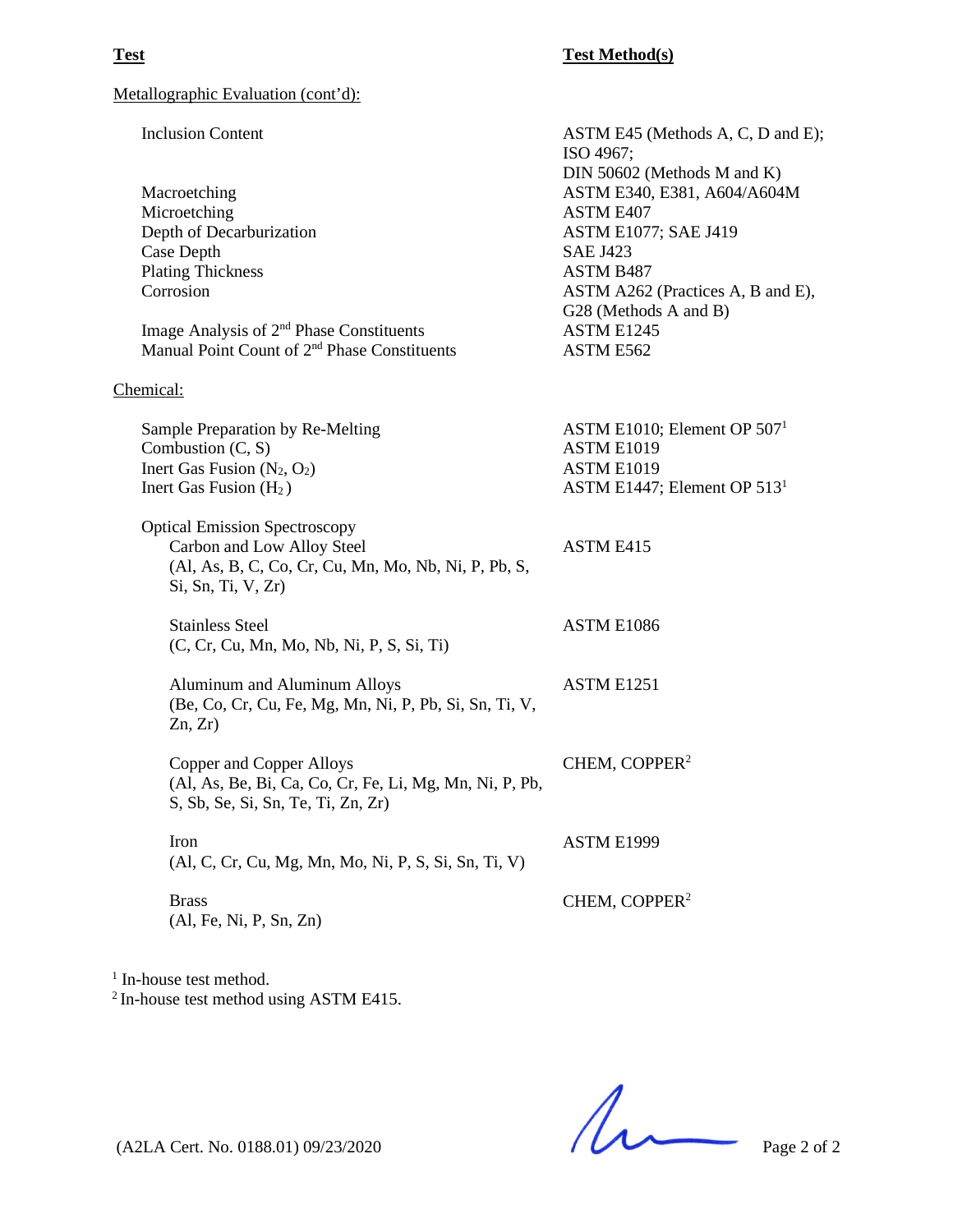| **Test** | **Test Method(s)** |
|---|---|
| Metallographic Evaluation (cont'd): | |
| Inclusion Content | ASTM E45 (Methods A, C, D and E); ISO 4967; DIN 50602 (Methods M and K) |
| Macroetching | ASTM E340, E381, A604/A604M |
| Microetching | ASTM E407 |
| Depth of Decarburization | ASTM E1077; SAE J419 |
| Case Depth | SAE J423 |
| Plating Thickness | ASTM B487 |
| Corrosion | ASTM A262 (Practices A, B and E), G28 (Methods A and B) |
| Image Analysis of 2nd Phase Constituents | ASTM E1245 |
| Manual Point Count of 2nd Phase Constituents | ASTM E562 |
| Chemical: | |
| Sample Preparation by Re-Melting | ASTM E1010; Element OP 507[1] |
| Combustion (C, S) | ASTM E1019 |
| Inert Gas Fusion ($N_2$, $O_2$) | ASTM E1019 |
| Inert Gas Fusion ($H_2$) | ASTM E1447; Element OP 513[1] |
| Optical Emission Spectroscopy | |
| Carbon and Low Alloy Steel (Al, As, B, C, Co, Cr, Cu, Mn, Mo, Nb, Ni, P, Pb, S, Si, Sn, Ti, V, Zr) | ASTM E415 |
| Stainless Steel (C, Cr, Cu, Mn, Mo, Nb, Ni, P, S, Si, Ti) | ASTM E1086 |
| Aluminum and Aluminum Alloys (Be, Co, Cr, Cu, Fe, Mg, Mn, Ni, P, Pb, Si, Sn, Ti, V, Zn, Zr) | ASTM E1251 |
| Copper and Copper Alloys (Al, As, Be, Bi, Ca, Co, Cr, Fe, Li, Mg, Mn, Ni, P, Pb, S, Sb, Se, Si, Sn, Te, Ti, Zn, Zr) | CHEM, COPPER[2] |
| Iron (Al, C, Cr, Cu, Mg, Mn, Mo, Ni, P, S, Si, Sn, Ti, V) | ASTM E1999 |
| Brass (Al, Fe, Ni, P, Sn, Zn) | CHEM, COPPER[2] |

[1] In-house test method.

[2] In-house test method using ASTM E415.

(A2LA Cert. No. 0188.01) 09/23/2020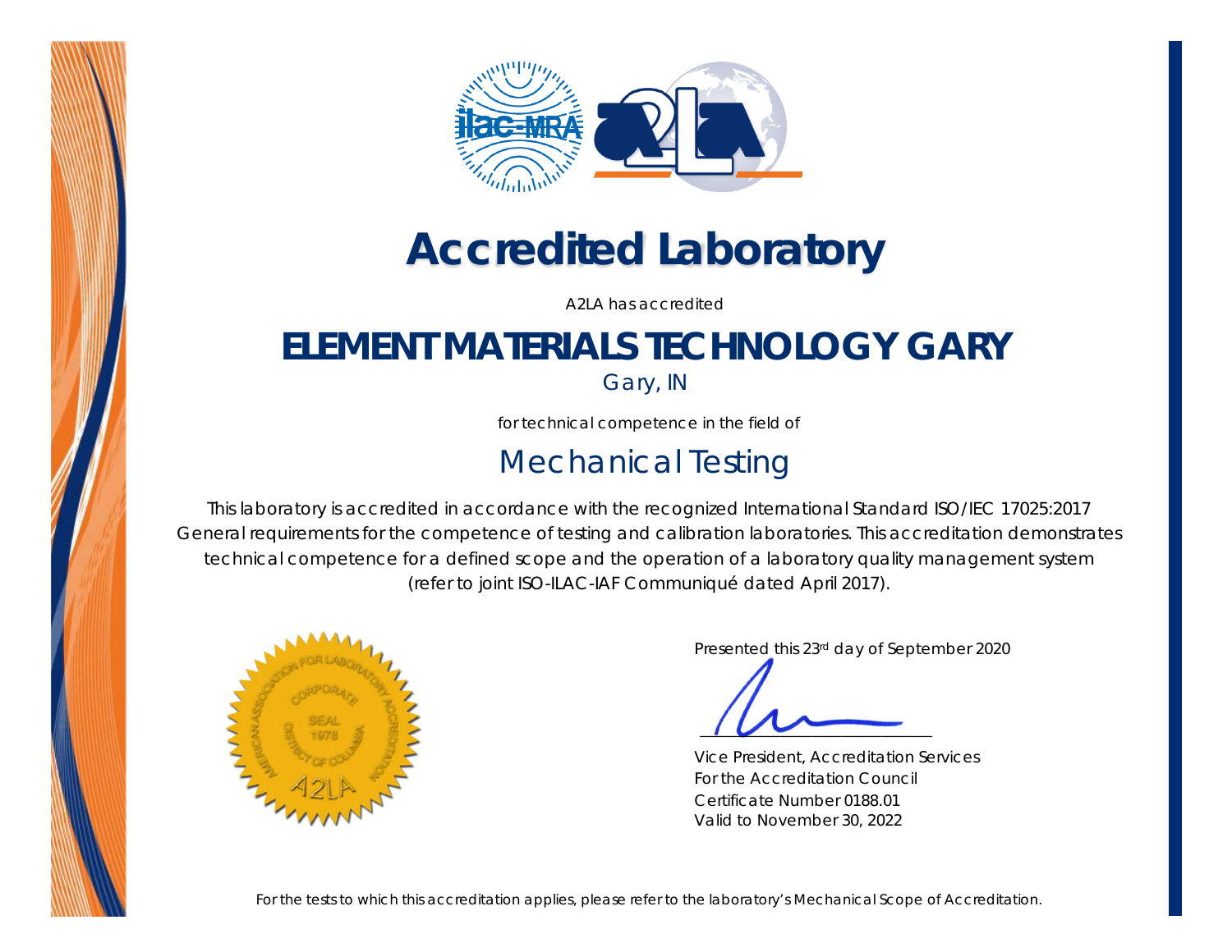# Accredited Laboratory

A2LA has accredited

## ELEMENT MATERIALS TECHNOLOGY GARY

Gary, IN

for technical competence in the field of

## Mechanical Testing

This laboratory is accredited in accordance with the recognized International Standard ISO/IEC 17025:2017 General requirements for the competence of testing and calibration laboratories. This accreditation demonstrates technical competence for a defined scope and the operation of a laboratory quality management system (refer to joint ISO-ILAC-IAF Communiqué dated April 2017).

Presented this 23rd day of September 2020

Vice President, Accreditation Services
For the Accreditation Council
Certificate Number 0188.01
Valid to November 30, 2022

For the tests to which this accreditation applies, please refer to the laboratory's Mechanical Scope of Accreditation.